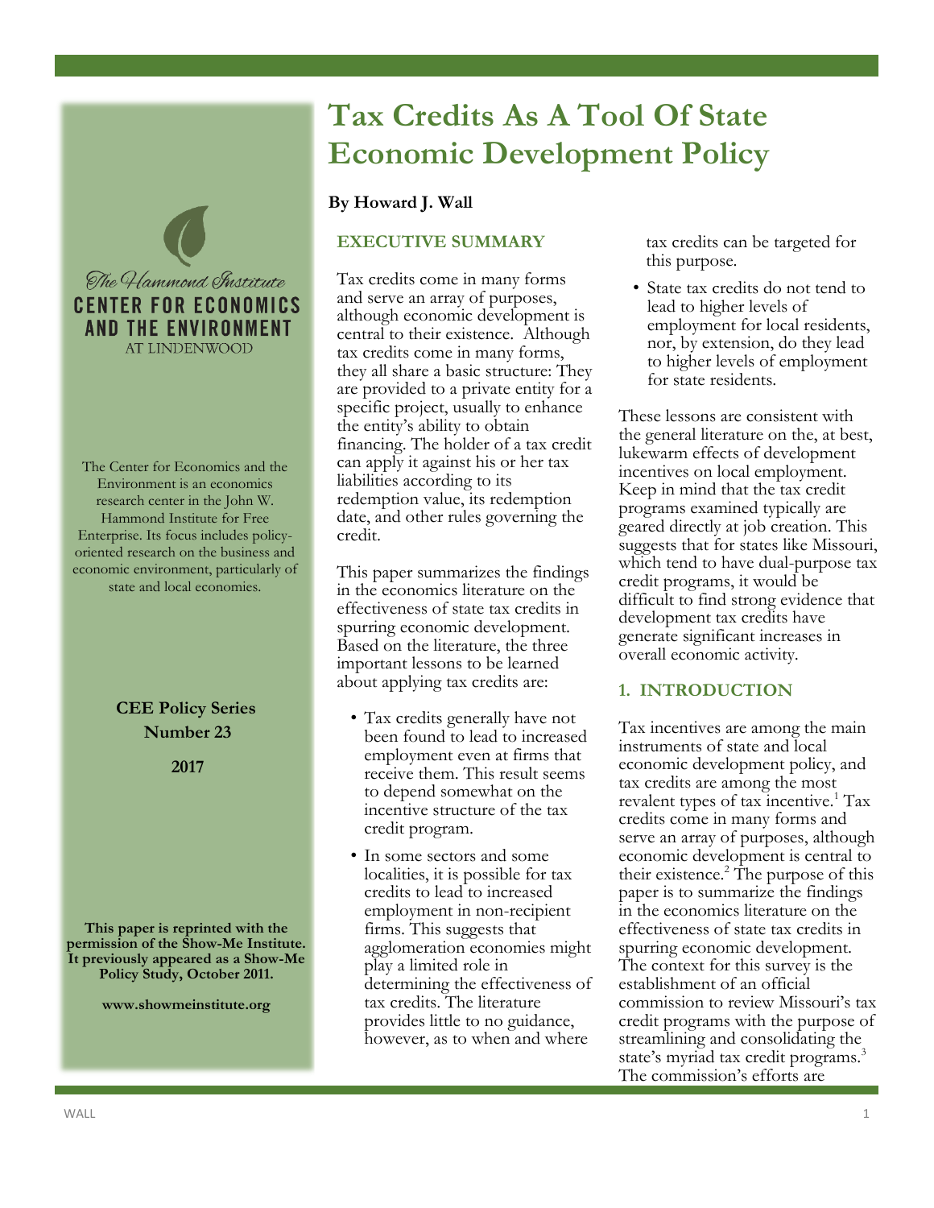# Tax Credits As A Tool Of State Economic Development Policy

**By Howard J. Wall**

The Hammond Institute
CENTER FOR ECONOMICS AND THE ENVIRONMENT
AT LINDENWOOD

The Center for Economics and the Environment is an economics research center in the John W. Hammond Institute for Free Enterprise. Its focus includes policy-oriented research on the business and economic environment, particularly of state and local economies.

**CEE Policy Series**
**Number 23**

**2017**

**This paper is reprinted with the permission of the Show-Me Institute. It previously appeared as a Show-Me Policy Study, October 2011.**

**www.showmeinstitute.org**

## EXECUTIVE SUMMARY

Tax credits come in many forms and serve an array of purposes, although economic development is central to their existence. Although tax credits come in many forms, they all share a basic structure: They are provided to a private entity for a specific project, usually to enhance the entity's ability to obtain financing. The holder of a tax credit can apply it against his or her tax liabilities according to its redemption value, its redemption date, and other rules governing the credit.

This paper summarizes the findings in the economics literature on the effectiveness of state tax credits in spurring economic development. Based on the literature, the three important lessons to be learned about applying tax credits are:

- Tax credits generally have not been found to lead to increased employment even at firms that receive them. This result seems to depend somewhat on the incentive structure of the tax credit program.
- In some sectors and some localities, it is possible for tax credits to lead to increased employment in non-recipient firms. This suggests that agglomeration economies might play a limited role in determining the effectiveness of tax credits. The literature provides little to no guidance, however, as to when and where tax credits can be targeted for this purpose.
- State tax credits do not tend to lead to higher levels of employment for local residents, nor, by extension, do they lead to higher levels of employment for state residents.

These lessons are consistent with the general literature on the, at best, lukewarm effects of development incentives on local employment. Keep in mind that the tax credit programs examined typically are geared directly at job creation. This suggests that for states like Missouri, which tend to have dual-purpose tax credit programs, it would be difficult to find strong evidence that development tax credits have generate significant increases in overall economic activity.

## 1. INTRODUCTION

Tax incentives are among the main instruments of state and local economic development policy, and tax credits are among the most revalent types of tax incentive.[1] Tax credits come in many forms and serve an array of purposes, although economic development is central to their existence.[2] The purpose of this paper is to summarize the findings in the economics literature on the effectiveness of state tax credits in spurring economic development. The context for this survey is the establishment of an official commission to review Missouri's tax credit programs with the purpose of streamlining and consolidating the state's myriad tax credit programs.[3] The commission's efforts are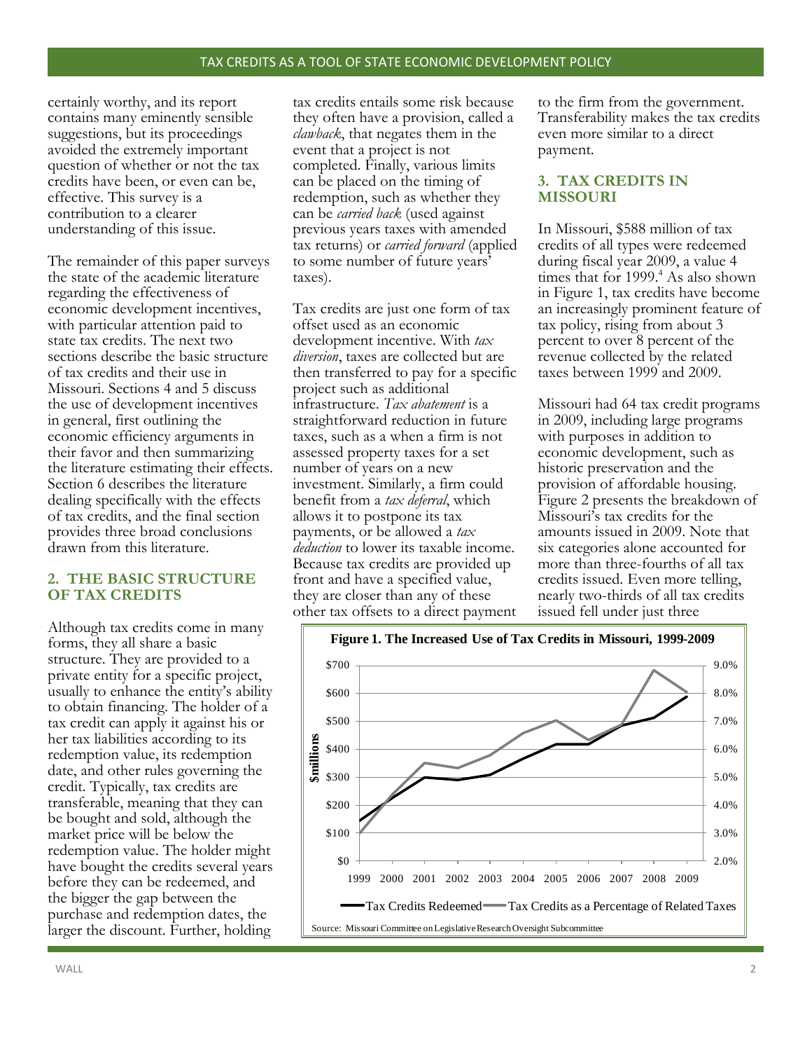certainly worthy, and its report contains many eminently sensible suggestions, but its proceedings avoided the extremely important question of whether or not the tax credits have been, or even can be, effective. This survey is a contribution to a clearer understanding of this issue.

The remainder of this paper surveys the state of the academic literature regarding the effectiveness of economic development incentives, with particular attention paid to state tax credits. The next two sections describe the basic structure of tax credits and their use in Missouri. Sections 4 and 5 discuss the use of development incentives in general, first outlining the economic efficiency arguments in their favor and then summarizing the literature estimating their effects. Section 6 describes the literature dealing specifically with the effects of tax credits, and the final section provides three broad conclusions drawn from this literature.

## 2. THE BASIC STRUCTURE OF TAX CREDITS

Although tax credits come in many forms, they all share a basic structure. They are provided to a private entity for a specific project, usually to enhance the entity's ability to obtain financing. The holder of a tax credit can apply it against his or her tax liabilities according to its redemption value, its redemption date, and other rules governing the credit. Typically, tax credits are transferable, meaning that they can be bought and sold, although the market price will be below the redemption value. The holder might have bought the credits several years before they can be redeemed, and the bigger the gap between the purchase and redemption dates, the larger the discount. Further, holding tax credits entails some risk because they often have a provision, called a *clawback*, that negates them in the event that a project is not completed. Finally, various limits can be placed on the timing of redemption, such as whether they can be *carried back* (used against previous years taxes with amended tax returns) or *carried forward* (applied to some number of future years' taxes).

Tax credits are just one form of tax offset used as an economic development incentive. With *tax diversion*, taxes are collected but are then transferred to pay for a specific project such as additional infrastructure. *Tax abatement* is a straightforward reduction in future taxes, such as a when a firm is not assessed property taxes for a set number of years on a new investment. Similarly, a firm could benefit from a *tax deferral*, which allows it to postpone its tax payments, or be allowed a *tax deduction* to lower its taxable income. Because tax credits are provided up front and have a specified value, they are closer than any of these other tax offsets to a direct payment to the firm from the government. Transferability makes the tax credits even more similar to a direct payment.

## 3. TAX CREDITS IN MISSOURI

In Missouri, $588 million of tax credits of all types were redeemed during fiscal year 2009, a value 4 times that for 1999.[4] As also shown in Figure 1, tax credits have become an increasingly prominent feature of tax policy, rising from about 3 percent to over 8 percent of the revenue collected by the related taxes between 1999 and 2009.

Missouri had 64 tax credit programs in 2009, including large programs with purposes in addition to economic development, such as historic preservation and the provision of affordable housing. Figure 2 presents the breakdown of Missouri's tax credits for the amounts issued in 2009. Note that six categories alone accounted for more than three-fourths of all tax credits issued. Even more telling, nearly two-thirds of all tax credits issued fell under just three

**Figure 1. The Increased Use of Tax Credits in Missouri, 1999-2009**

Source: Missouri Committee on Legislative Research Oversight Subcommittee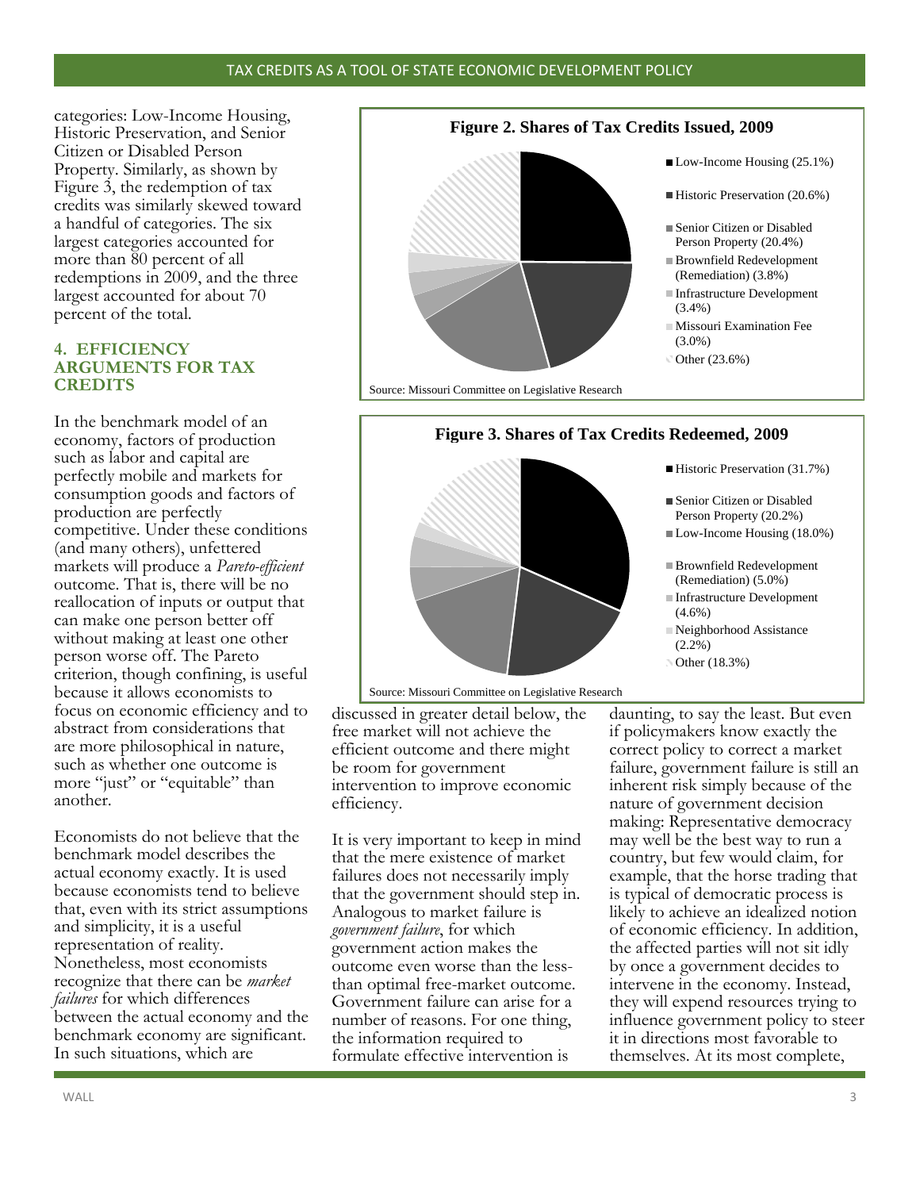categories: Low-Income Housing, Historic Preservation, and Senior Citizen or Disabled Person Property. Similarly, as shown by Figure 3, the redemption of tax credits was similarly skewed toward a handful of categories. The six largest categories accounted for more than 80 percent of all redemptions in 2009, and the three largest accounted for about 70 percent of the total.

**Figure 2. Shares of Tax Credits Issued, 2009**

- Low-Income Housing (25.1%)
- Historic Preservation (20.6%)
- Senior Citizen or Disabled Person Property (20.4%)
- Brownfield Redevelopment (Remediation) (3.8%)
- Infrastructure Development (3.4%)
- Missouri Examination Fee (3.0%)
- Other (23.6%)

Source: Missouri Committee on Legislative Research

**Figure 3. Shares of Tax Credits Redeemed, 2009**

- Historic Preservation (31.7%)
- Senior Citizen or Disabled Person Property (20.2%)
- Low-Income Housing (18.0%)
- Brownfield Redevelopment (Remediation) (5.0%)
- Infrastructure Development (4.6%)
- Neighborhood Assistance (2.2%)
- Other (18.3%)

Source: Missouri Committee on Legislative Research

## 4. EFFICIENCY ARGUMENTS FOR TAX CREDITS

In the benchmark model of an economy, factors of production such as labor and capital are perfectly mobile and markets for consumption goods and factors of production are perfectly competitive. Under these conditions (and many others), unfettered markets will produce a *Pareto-efficient* outcome. That is, there will be no reallocation of inputs or output that can make one person better off without making at least one other person worse off. The Pareto criterion, though confining, is useful because it allows economists to focus on economic efficiency and to abstract from considerations that are more philosophical in nature, such as whether one outcome is more "just" or "equitable" than another.

Economists do not believe that the benchmark model describes the actual economy exactly. It is used because economists tend to believe that, even with its strict assumptions and simplicity, it is a useful representation of reality. Nonetheless, most economists recognize that there can be *market failures* for which differences between the actual economy and the benchmark economy are significant. In such situations, which are discussed in greater detail below, the free market will not achieve the efficient outcome and there might be room for government intervention to improve economic efficiency.

It is very important to keep in mind that the mere existence of market failures does not necessarily imply that the government should step in. Analogous to market failure is *government failure*, for which government action makes the outcome even worse than the less-than optimal free-market outcome. Government failure can arise for a number of reasons. For one thing, the information required to formulate effective intervention is daunting, to say the least. But even if policymakers know exactly the correct policy to correct a market failure, government failure is still an inherent risk simply because of the nature of government decision making: Representative democracy may well be the best way to run a country, but few would claim, for example, that the horse trading that is typical of democratic process is likely to achieve an idealized notion of economic efficiency. In addition, the affected parties will not sit idly by once a government decides to intervene in the economy. Instead, they will expend resources trying to influence government policy to steer it in directions most favorable to themselves. At its most complete,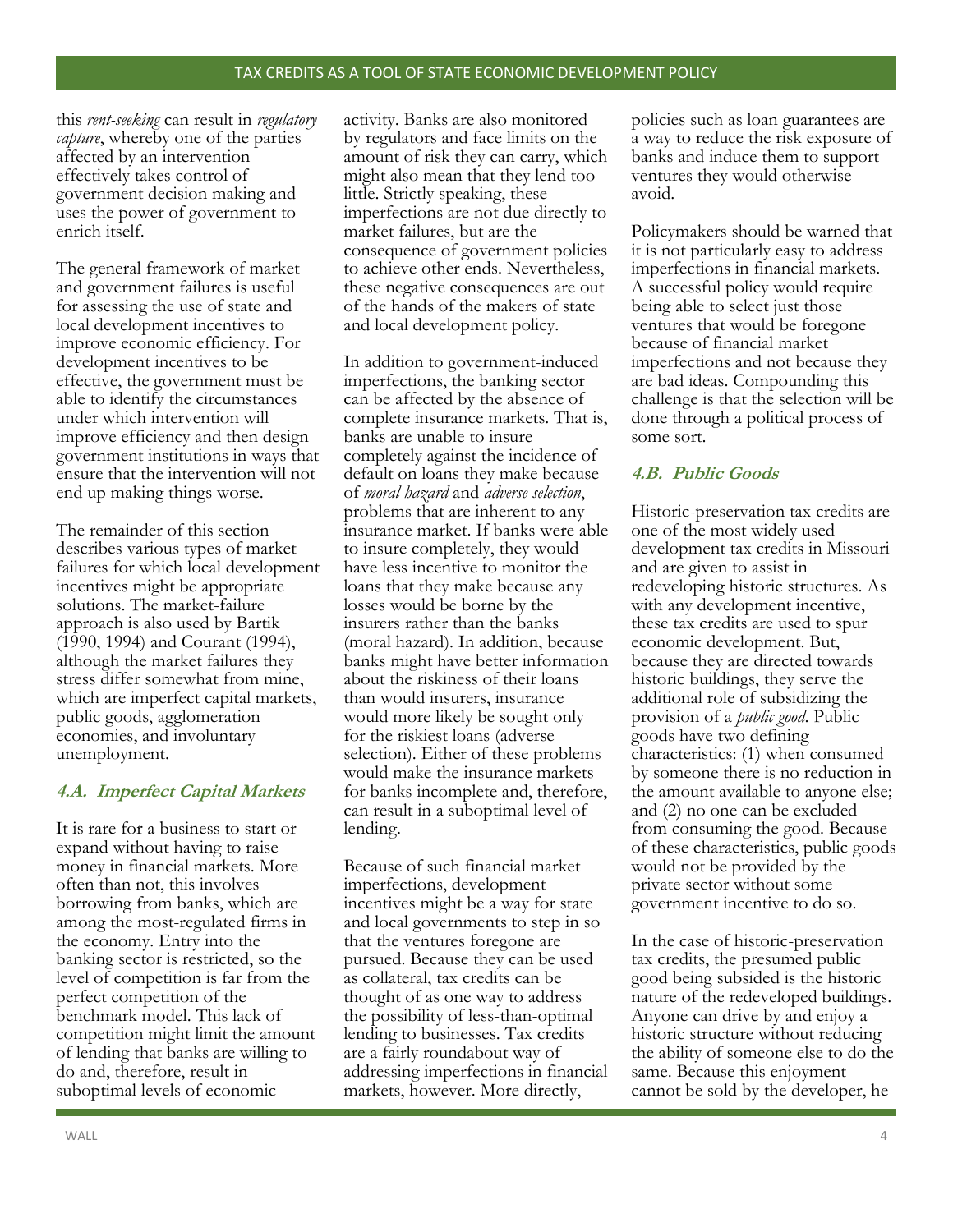this *rent-seeking* can result in *regulatory capture*, whereby one of the parties affected by an intervention effectively takes control of government decision making and uses the power of government to enrich itself.

The general framework of market and government failures is useful for assessing the use of state and local development incentives to improve economic efficiency. For development incentives to be effective, the government must be able to identify the circumstances under which intervention will improve efficiency and then design government institutions in ways that ensure that the intervention will not end up making things worse.

The remainder of this section describes various types of market failures for which local development incentives might be appropriate solutions. The market-failure approach is also used by Bartik (1990, 1994) and Courant (1994), although the market failures they stress differ somewhat from mine, which are imperfect capital markets, public goods, agglomeration economies, and involuntary unemployment.

### 4.A. Imperfect Capital Markets

It is rare for a business to start or expand without having to raise money in financial markets. More often than not, this involves borrowing from banks, which are among the most-regulated firms in the economy. Entry into the banking sector is restricted, so the level of competition is far from the perfect competition of the benchmark model. This lack of competition might limit the amount of lending that banks are willing to do and, therefore, result in suboptimal levels of economic activity. Banks are also monitored by regulators and face limits on the amount of risk they can carry, which might also mean that they lend too little. Strictly speaking, these imperfections are not due directly to market failures, but are the consequence of government policies to achieve other ends. Nevertheless, these negative consequences are out of the hands of the makers of state and local development policy.

In addition to government-induced imperfections, the banking sector can be affected by the absence of complete insurance markets. That is, banks are unable to insure completely against the incidence of default on loans they make because of *moral hazard* and *adverse selection*, problems that are inherent to any insurance market. If banks were able to insure completely, they would have less incentive to monitor the loans that they make because any losses would be borne by the insurers rather than the banks (moral hazard). In addition, because banks might have better information about the riskiness of their loans than would insurers, insurance would more likely be sought only for the riskiest loans (adverse selection). Either of these problems would make the insurance markets for banks incomplete and, therefore, can result in a suboptimal level of lending.

Because of such financial market imperfections, development incentives might be a way for state and local governments to step in so that the ventures foregone are pursued. Because they can be used as collateral, tax credits can be thought of as one way to address the possibility of less-than-optimal lending to businesses. Tax credits are a fairly roundabout way of addressing imperfections in financial markets, however. More directly, policies such as loan guarantees are a way to reduce the risk exposure of banks and induce them to support ventures they would otherwise avoid.

Policymakers should be warned that it is not particularly easy to address imperfections in financial markets. A successful policy would require being able to select just those ventures that would be foregone because of financial market imperfections and not because they are bad ideas. Compounding this challenge is that the selection will be done through a political process of some sort.

### 4.B. Public Goods

Historic-preservation tax credits are one of the most widely used development tax credits in Missouri and are given to assist in redeveloping historic structures. As with any development incentive, these tax credits are used to spur economic development. But, because they are directed towards historic buildings, they serve the additional role of subsidizing the provision of a *public good.* Public goods have two defining characteristics: (1) when consumed by someone there is no reduction in the amount available to anyone else; and (2) no one can be excluded from consuming the good. Because of these characteristics, public goods would not be provided by the private sector without some government incentive to do so.

In the case of historic-preservation tax credits, the presumed public good being subsided is the historic nature of the redeveloped buildings. Anyone can drive by and enjoy a historic structure without reducing the ability of someone else to do the same. Because this enjoyment cannot be sold by the developer, he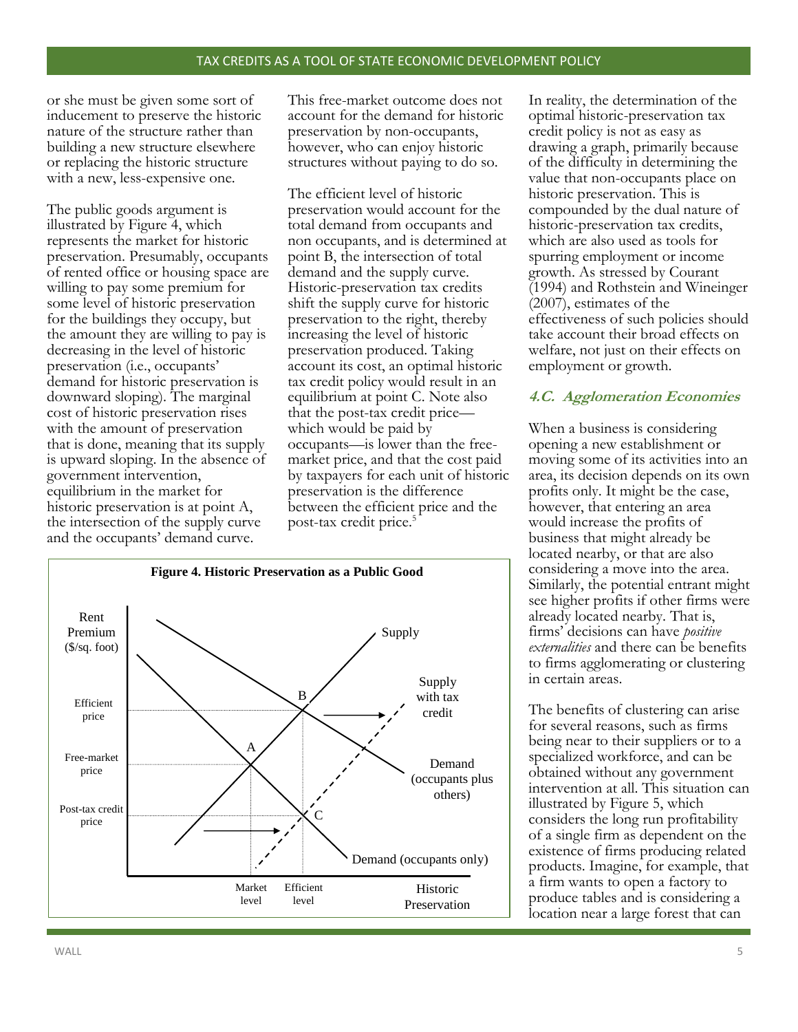or she must be given some sort of inducement to preserve the historic nature of the structure rather than building a new structure elsewhere or replacing the historic structure with a new, less-expensive one.

The public goods argument is illustrated by Figure 4, which represents the market for historic preservation. Presumably, occupants of rented office or housing space are willing to pay some premium for some level of historic preservation for the buildings they occupy, but the amount they are willing to pay is decreasing in the level of historic preservation (i.e., occupants' demand for historic preservation is downward sloping). The marginal cost of historic preservation rises with the amount of preservation that is done, meaning that its supply is upward sloping. In the absence of government intervention, equilibrium in the market for historic preservation is at point A, the intersection of the supply curve and the occupants' demand curve.

This free-market outcome does not account for the demand for historic preservation by non-occupants, however, who can enjoy historic structures without paying to do so.

The efficient level of historic preservation would account for the total demand from occupants and non occupants, and is determined at point B, the intersection of total demand and the supply curve. Historic-preservation tax credits shift the supply curve for historic preservation to the right, thereby increasing the level of historic preservation produced. Taking account its cost, an optimal historic tax credit policy would result in an equilibrium at point C. Note also that the post-tax credit price—which would be paid by occupants—is lower than the free-market price, and that the cost paid by taxpayers for each unit of historic preservation is the difference between the efficient price and the post-tax credit price.[5]

**Figure 4. Historic Preservation as a Public Good**

In reality, the determination of the optimal historic-preservation tax credit policy is not as easy as drawing a graph, primarily because of the difficulty in determining the value that non-occupants place on historic preservation. This is compounded by the dual nature of historic-preservation tax credits, which are also used as tools for spurring employment or income growth. As stressed by Courant (1994) and Rothstein and Wineinger (2007), estimates of the effectiveness of such policies should take account their broad effects on welfare, not just on their effects on employment or growth.

### 4.C. Agglomeration Economies

When a business is considering opening a new establishment or moving some of its activities into an area, its decision depends on its own profits only. It might be the case, however, that entering an area would increase the profits of business that might already be located nearby, or that are also considering a move into the area. Similarly, the potential entrant might see higher profits if other firms were already located nearby. That is, firms' decisions can have *positive externalities* and there can be benefits to firms agglomerating or clustering in certain areas.

The benefits of clustering can arise for several reasons, such as firms being near to their suppliers or to a specialized workforce, and can be obtained without any government intervention at all. This situation can illustrated by Figure 5, which considers the long run profitability of a single firm as dependent on the existence of firms producing related products. Imagine, for example, that a firm wants to open a factory to produce tables and is considering a location near a large forest that can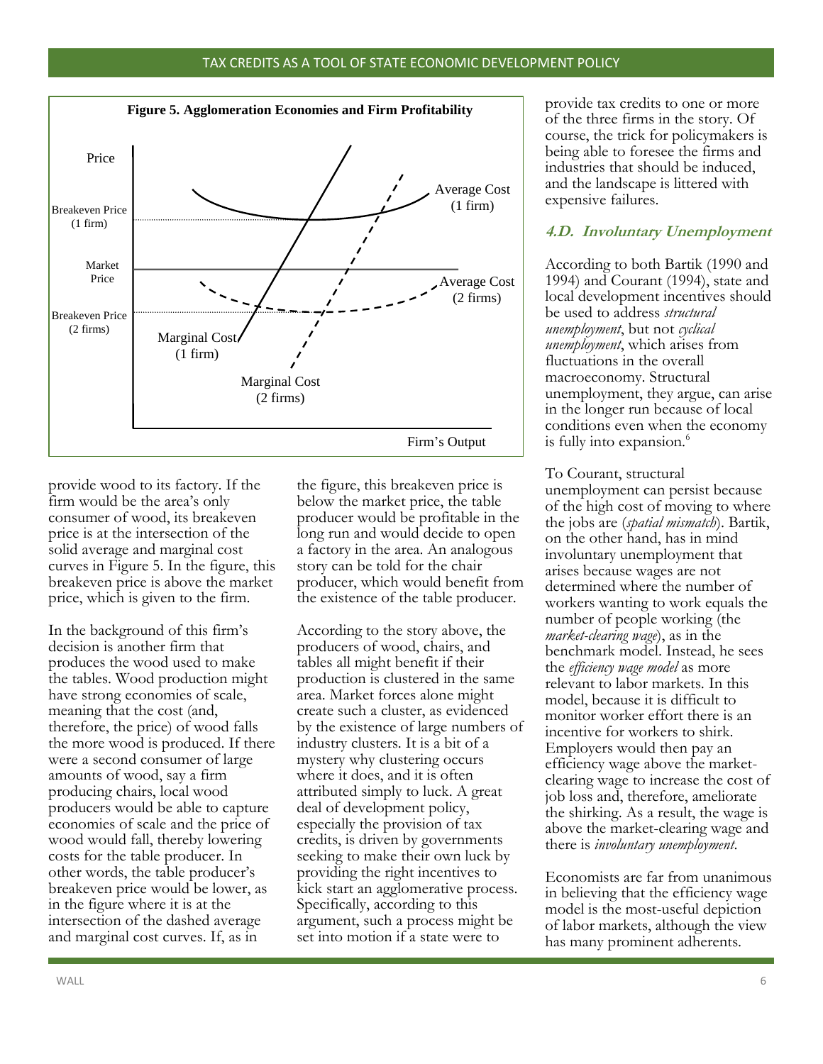**Figure 5. Agglomeration Economies and Firm Profitability**

provide wood to its factory. If the firm would be the area's only consumer of wood, its breakeven price is at the intersection of the solid average and marginal cost curves in Figure 5. In the figure, this breakeven price is above the market price, which is given to the firm.

In the background of this firm's decision is another firm that produces the wood used to make the tables. Wood production might have strong economies of scale, meaning that the cost (and, therefore, the price) of wood falls the more wood is produced. If there were a second consumer of large amounts of wood, say a firm producing chairs, local wood producers would be able to capture economies of scale and the price of wood would fall, thereby lowering costs for the table producer. In other words, the table producer's breakeven price would be lower, as in the figure where it is at the intersection of the dashed average and marginal cost curves. If, as in the figure, this breakeven price is below the market price, the table producer would be profitable in the long run and would decide to open a factory in the area. An analogous story can be told for the chair producer, which would benefit from the existence of the table producer.

According to the story above, the producers of wood, chairs, and tables all might benefit if their production is clustered in the same area. Market forces alone might create such a cluster, as evidenced by the existence of large numbers of industry clusters. It is a bit of a mystery why clustering occurs where it does, and it is often attributed simply to luck. A great deal of development policy, especially the provision of tax credits, is driven by governments seeking to make their own luck by providing the right incentives to kick start an agglomerative process. Specifically, according to this argument, such a process might be set into motion if a state were to provide tax credits to one or more of the three firms in the story. Of course, the trick for policymakers is being able to foresee the firms and industries that should be induced, and the landscape is littered with expensive failures.

### 4.D. Involuntary Unemployment

According to both Bartik (1990 and 1994) and Courant (1994), state and local development incentives should be used to address *structural unemployment*, but not *cyclical unemployment*, which arises from fluctuations in the overall macroeconomy. Structural unemployment, they argue, can arise in the longer run because of local conditions even when the economy is fully into expansion.[6]

To Courant, structural unemployment can persist because of the high cost of moving to where the jobs are (*spatial mismatch*). Bartik, on the other hand, has in mind involuntary unemployment that arises because wages are not determined where the number of workers wanting to work equals the number of people working (the *market-clearing wage*), as in the benchmark model. Instead, he sees the *efficiency wage model* as more relevant to labor markets. In this model, because it is difficult to monitor worker effort there is an incentive for workers to shirk. Employers would then pay an efficiency wage above the market-clearing wage to increase the cost of job loss and, therefore, ameliorate the shirking. As a result, the wage is above the market-clearing wage and there is *involuntary unemployment*.

Economists are far from unanimous in believing that the efficiency wage model is the most-useful depiction of labor markets, although the view has many prominent adherents.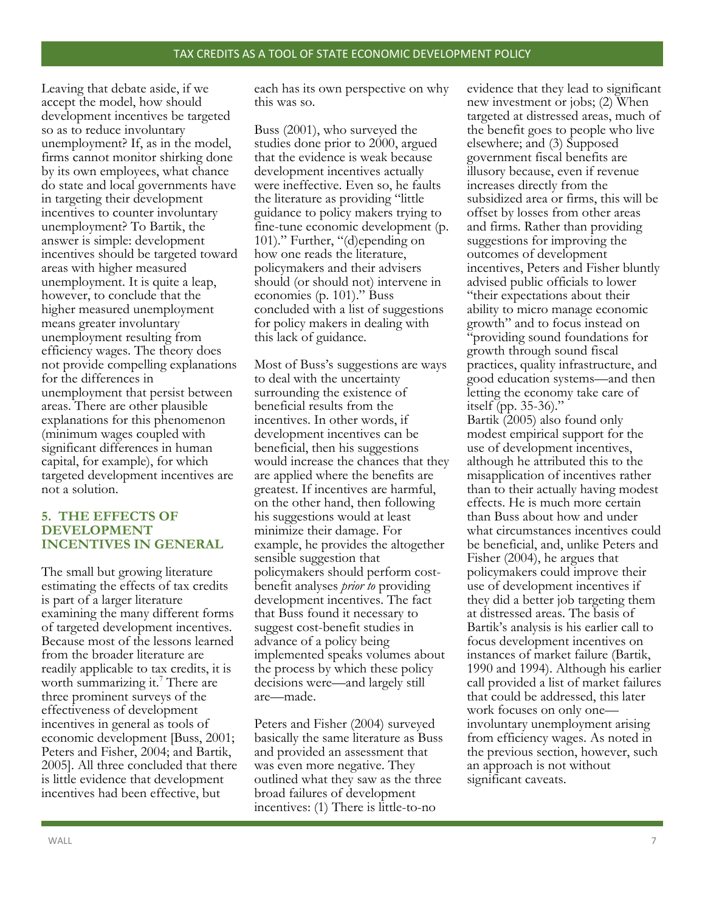Leaving that debate aside, if we accept the model, how should development incentives be targeted so as to reduce involuntary unemployment? If, as in the model, firms cannot monitor shirking done by its own employees, what chance do state and local governments have in targeting their development incentives to counter involuntary unemployment? To Bartik, the answer is simple: development incentives should be targeted toward areas with higher measured unemployment. It is quite a leap, however, to conclude that the higher measured unemployment means greater involuntary unemployment resulting from efficiency wages. The theory does not provide compelling explanations for the differences in unemployment that persist between areas. There are other plausible explanations for this phenomenon (minimum wages coupled with significant differences in human capital, for example), for which targeted development incentives are not a solution.

## 5. THE EFFECTS OF DEVELOPMENT INCENTIVES IN GENERAL

The small but growing literature estimating the effects of tax credits is part of a larger literature examining the many different forms of targeted development incentives. Because most of the lessons learned from the broader literature are readily applicable to tax credits, it is worth summarizing it.[7] There are three prominent surveys of the effectiveness of development incentives in general as tools of economic development [Buss, 2001; Peters and Fisher, 2004; and Bartik, 2005]. All three concluded that there is little evidence that development incentives had been effective, but each has its own perspective on why this was so.

Buss (2001), who surveyed the studies done prior to 2000, argued that the evidence is weak because development incentives actually were ineffective. Even so, he faults the literature as providing "little guidance to policy makers trying to fine-tune economic development (p. 101)." Further, "(d)epending on how one reads the literature, policymakers and their advisers should (or should not) intervene in economies (p. 101)." Buss concluded with a list of suggestions for policy makers in dealing with this lack of guidance.

Most of Buss's suggestions are ways to deal with the uncertainty surrounding the existence of beneficial results from the incentives. In other words, if development incentives can be beneficial, then his suggestions would increase the chances that they are applied where the benefits are greatest. If incentives are harmful, on the other hand, then following his suggestions would at least minimize their damage. For example, he provides the altogether sensible suggestion that policymakers should perform cost-benefit analyses *prior to* providing development incentives. The fact that Buss found it necessary to suggest cost-benefit studies in advance of a policy being implemented speaks volumes about the process by which these policy decisions were—and largely still are—made.

Peters and Fisher (2004) surveyed basically the same literature as Buss and provided an assessment that was even more negative. They outlined what they saw as the three broad failures of development incentives: (1) There is little-to-no evidence that they lead to significant new investment or jobs; (2) When targeted at distressed areas, much of the benefit goes to people who live elsewhere; and (3) Supposed government fiscal benefits are illusory because, even if revenue increases directly from the subsidized area or firms, this will be offset by losses from other areas and firms. Rather than providing suggestions for improving the outcomes of development incentives, Peters and Fisher bluntly advised public officials to lower "their expectations about their ability to micro manage economic growth" and to focus instead on "providing sound foundations for growth through sound fiscal practices, quality infrastructure, and good education systems—and then letting the economy take care of itself (pp. 35-36)."

Bartik (2005) also found only modest empirical support for the use of development incentives, although he attributed this to the misapplication of incentives rather than to their actually having modest effects. He is much more certain than Buss about how and under what circumstances incentives could be beneficial, and, unlike Peters and Fisher (2004), he argues that policymakers could improve their use of development incentives if they did a better job targeting them at distressed areas. The basis of Bartik's analysis is his earlier call to focus development incentives on instances of market failure (Bartik, 1990 and 1994). Although his earlier call provided a list of market failures that could be addressed, this later work focuses on only one—involuntary unemployment arising from efficiency wages. As noted in the previous section, however, such an approach is not without significant caveats.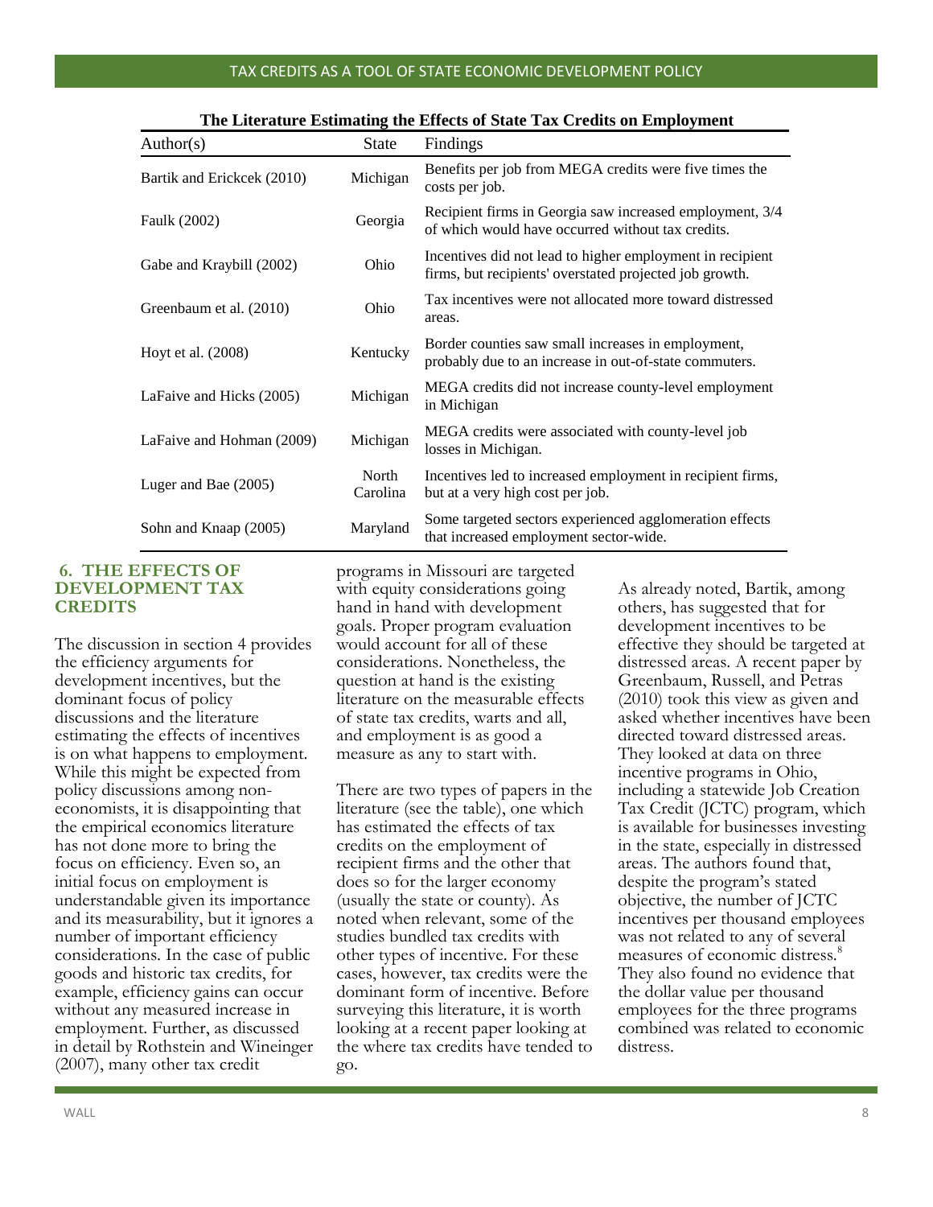**The Literature Estimating the Effects of State Tax Credits on Employment**

| Author(s) | State | Findings |
|---|---|---|
| Bartik and Erickcek (2010) | Michigan | Benefits per job from MEGA credits were five times the costs per job. |
| Faulk (2002) | Georgia | Recipient firms in Georgia saw increased employment, 3/4 of which would have occurred without tax credits. |
| Gabe and Kraybill (2002) | Ohio | Incentives did not lead to higher employment in recipient firms, but recipients' overstated projected job growth. |
| Greenbaum et al. (2010) | Ohio | Tax incentives were not allocated more toward distressed areas. |
| Hoyt et al. (2008) | Kentucky | Border counties saw small increases in employment, probably due to an increase in out-of-state commuters. |
| LaFaive and Hicks (2005) | Michigan | MEGA credits did not increase county-level employment in Michigan |
| LaFaive and Hohman (2009) | Michigan | MEGA credits were associated with county-level job losses in Michigan. |
| Luger and Bae (2005) | North Carolina | Incentives led to increased employment in recipient firms, but at a very high cost per job. |
| Sohn and Knaap (2005) | Maryland | Some targeted sectors experienced agglomeration effects that increased employment sector-wide. |

## 6. THE EFFECTS OF DEVELOPMENT TAX CREDITS

The discussion in section 4 provides the efficiency arguments for development incentives, but the dominant focus of policy discussions and the literature estimating the effects of incentives is on what happens to employment. While this might be expected from policy discussions among non-economists, it is disappointing that the empirical economics literature has not done more to bring the focus on efficiency. Even so, an initial focus on employment is understandable given its importance and its measurability, but it ignores a number of important efficiency considerations. In the case of public goods and historic tax credits, for example, efficiency gains can occur without any measured increase in employment. Further, as discussed in detail by Rothstein and Wineinger (2007), many other tax credit programs in Missouri are targeted with equity considerations going hand in hand with development goals. Proper program evaluation would account for all of these considerations. Nonetheless, the question at hand is the existing literature on the measurable effects of state tax credits, warts and all, and employment is as good a measure as any to start with.

There are two types of papers in the literature (see the table), one which has estimated the effects of tax credits on the employment of recipient firms and the other that does so for the larger economy (usually the state or county). As noted when relevant, some of the studies bundled tax credits with other types of incentive. For these cases, however, tax credits were the dominant form of incentive. Before surveying this literature, it is worth looking at a recent paper looking at the where tax credits have tended to go.

As already noted, Bartik, among others, has suggested that for development incentives to be effective they should be targeted at distressed areas. A recent paper by Greenbaum, Russell, and Petras (2010) took this view as given and asked whether incentives have been directed toward distressed areas. They looked at data on three incentive programs in Ohio, including a statewide Job Creation Tax Credit (JCTC) program, which is available for businesses investing in the state, especially in distressed areas. The authors found that, despite the program's stated objective, the number of JCTC incentives per thousand employees was not related to any of several measures of economic distress.[8] They also found no evidence that the dollar value per thousand employees for the three programs combined was related to economic distress.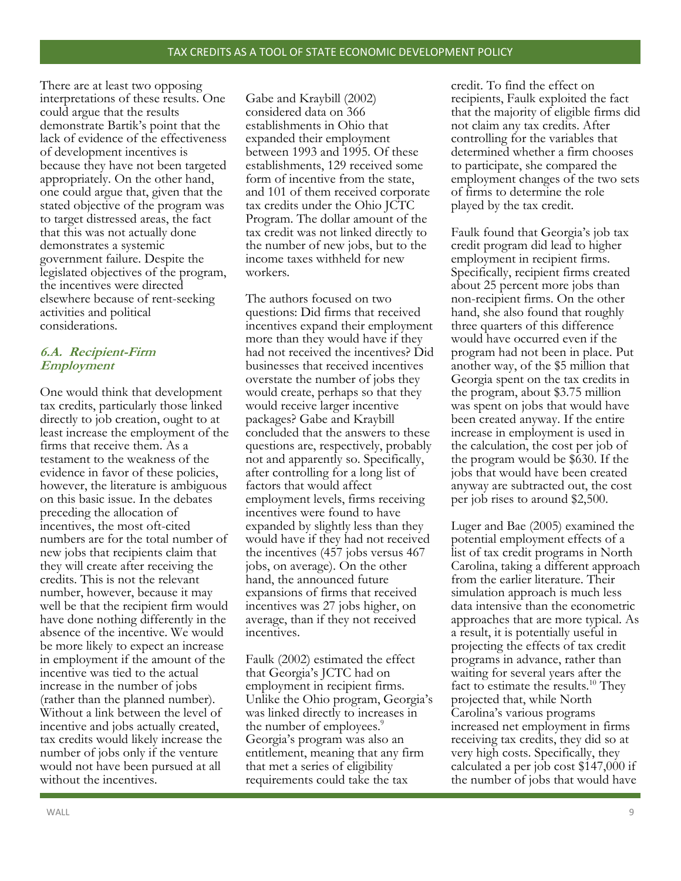There are at least two opposing interpretations of these results. One could argue that the results demonstrate Bartik's point that the lack of evidence of the effectiveness of development incentives is because they have not been targeted appropriately. On the other hand, one could argue that, given that the stated objective of the program was to target distressed areas, the fact that this was not actually done demonstrates a systemic government failure. Despite the legislated objectives of the program, the incentives were directed elsewhere because of rent-seeking activities and political considerations.

### *6.A. Recipient-Firm Employment*

One would think that development tax credits, particularly those linked directly to job creation, ought to at least increase the employment of the firms that receive them. As a testament to the weakness of the evidence in favor of these policies, however, the literature is ambiguous on this basic issue. In the debates preceding the allocation of incentives, the most oft-cited numbers are for the total number of new jobs that recipients claim that they will create after receiving the credits. This is not the relevant number, however, because it may well be that the recipient firm would have done nothing differently in the absence of the incentive. We would be more likely to expect an increase in employment if the amount of the incentive was tied to the actual increase in the number of jobs (rather than the planned number). Without a link between the level of incentive and jobs actually created, tax credits would likely increase the number of jobs only if the venture would not have been pursued at all without the incentives.

Gabe and Kraybill (2002) considered data on 366 establishments in Ohio that expanded their employment between 1993 and 1995. Of these establishments, 129 received some form of incentive from the state, and 101 of them received corporate tax credits under the Ohio JCTC Program. The dollar amount of the tax credit was not linked directly to the number of new jobs, but to the income taxes withheld for new workers.

The authors focused on two questions: Did firms that received incentives expand their employment more than they would have if they had not received the incentives? Did businesses that received incentives overstate the number of jobs they would create, perhaps so that they would receive larger incentive packages? Gabe and Kraybill concluded that the answers to these questions are, respectively, probably not and apparently so. Specifically, after controlling for a long list of factors that would affect employment levels, firms receiving incentives were found to have expanded by slightly less than they would have if they had not received the incentives (457 jobs versus 467 jobs, on average). On the other hand, the announced future expansions of firms that received incentives was 27 jobs higher, on average, than if they not received incentives.

Faulk (2002) estimated the effect that Georgia's JCTC had on employment in recipient firms. Unlike the Ohio program, Georgia's was linked directly to increases in the number of employees.[9] Georgia's program was also an entitlement, meaning that any firm that met a series of eligibility requirements could take the tax credit. To find the effect on recipients, Faulk exploited the fact that the majority of eligible firms did not claim any tax credits. After controlling for the variables that determined whether a firm chooses to participate, she compared the employment changes of the two sets of firms to determine the role played by the tax credit.

Faulk found that Georgia's job tax credit program did lead to higher employment in recipient firms. Specifically, recipient firms created about 25 percent more jobs than non-recipient firms. On the other hand, she also found that roughly three quarters of this difference would have occurred even if the program had not been in place. Put another way, of the \$5 million that Georgia spent on the tax credits in the program, about \$3.75 million was spent on jobs that would have been created anyway. If the entire increase in employment is used in the calculation, the cost per job of the program would be \$630. If the jobs that would have been created anyway are subtracted out, the cost per job rises to around \$2,500.

Luger and Bae (2005) examined the potential employment effects of a list of tax credit programs in North Carolina, taking a different approach from the earlier literature. Their simulation approach is much less data intensive than the econometric approaches that are more typical. As a result, it is potentially useful in projecting the effects of tax credit programs in advance, rather than waiting for several years after the fact to estimate the results.[10] They projected that, while North Carolina's various programs increased net employment in firms receiving tax credits, they did so at very high costs. Specifically, they calculated a per job cost \$147,000 if the number of jobs that would have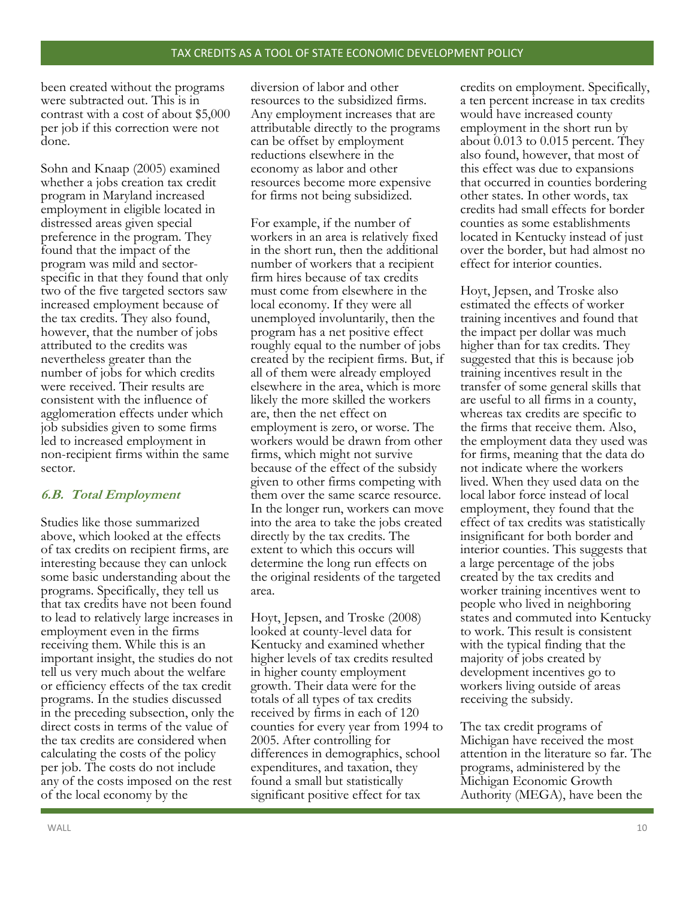been created without the programs were subtracted out. This is in contrast with a cost of about $5,000 per job if this correction were not done.

Sohn and Knaap (2005) examined whether a jobs creation tax credit program in Maryland increased employment in eligible located in distressed areas given special preference in the program. They found that the impact of the program was mild and sector-specific in that they found that only two of the five targeted sectors saw increased employment because of the tax credits. They also found, however, that the number of jobs attributed to the credits was nevertheless greater than the number of jobs for which credits were received. Their results are consistent with the influence of agglomeration effects under which job subsidies given to some firms led to increased employment in non-recipient firms within the same sector.

### *6.B. Total Employment*

Studies like those summarized above, which looked at the effects of tax credits on recipient firms, are interesting because they can unlock some basic understanding about the programs. Specifically, they tell us that tax credits have not been found to lead to relatively large increases in employment even in the firms receiving them. While this is an important insight, the studies do not tell us very much about the welfare or efficiency effects of the tax credit programs. In the studies discussed in the preceding subsection, only the direct costs in terms of the value of the tax credits are considered when calculating the costs of the policy per job. The costs do not include any of the costs imposed on the rest of the local economy by the diversion of labor and other resources to the subsidized firms. Any employment increases that are attributable directly to the programs can be offset by employment reductions elsewhere in the economy as labor and other resources become more expensive for firms not being subsidized.

For example, if the number of workers in an area is relatively fixed in the short run, then the additional number of workers that a recipient firm hires because of tax credits must come from elsewhere in the local economy. If they were all unemployed involuntarily, then the program has a net positive effect roughly equal to the number of jobs created by the recipient firms. But, if all of them were already employed elsewhere in the area, which is more likely the more skilled the workers are, then the net effect on employment is zero, or worse. The workers would be drawn from other firms, which might not survive because of the effect of the subsidy given to other firms competing with them over the same scarce resource. In the longer run, workers can move into the area to take the jobs created directly by the tax credits. The extent to which this occurs will determine the long run effects on the original residents of the targeted area.

Hoyt, Jepsen, and Troske (2008) looked at county-level data for Kentucky and examined whether higher levels of tax credits resulted in higher county employment growth. Their data were for the totals of all types of tax credits received by firms in each of 120 counties for every year from 1994 to 2005. After controlling for differences in demographics, school expenditures, and taxation, they found a small but statistically significant positive effect for tax credits on employment. Specifically, a ten percent increase in tax credits would have increased county employment in the short run by about 0.013 to 0.015 percent. They also found, however, that most of this effect was due to expansions that occurred in counties bordering other states. In other words, tax credits had small effects for border counties as some establishments located in Kentucky instead of just over the border, but had almost no effect for interior counties.

Hoyt, Jepsen, and Troske also estimated the effects of worker training incentives and found that the impact per dollar was much higher than for tax credits. They suggested that this is because job training incentives result in the transfer of some general skills that are useful to all firms in a county, whereas tax credits are specific to the firms that receive them. Also, the employment data they used was for firms, meaning that the data do not indicate where the workers lived. When they used data on the local labor force instead of local employment, they found that the effect of tax credits was statistically insignificant for both border and interior counties. This suggests that a large percentage of the jobs created by the tax credits and worker training incentives went to people who lived in neighboring states and commuted into Kentucky to work. This result is consistent with the typical finding that the majority of jobs created by development incentives go to workers living outside of areas receiving the subsidy.

The tax credit programs of Michigan have received the most attention in the literature so far. The programs, administered by the Michigan Economic Growth Authority (MEGA), have been the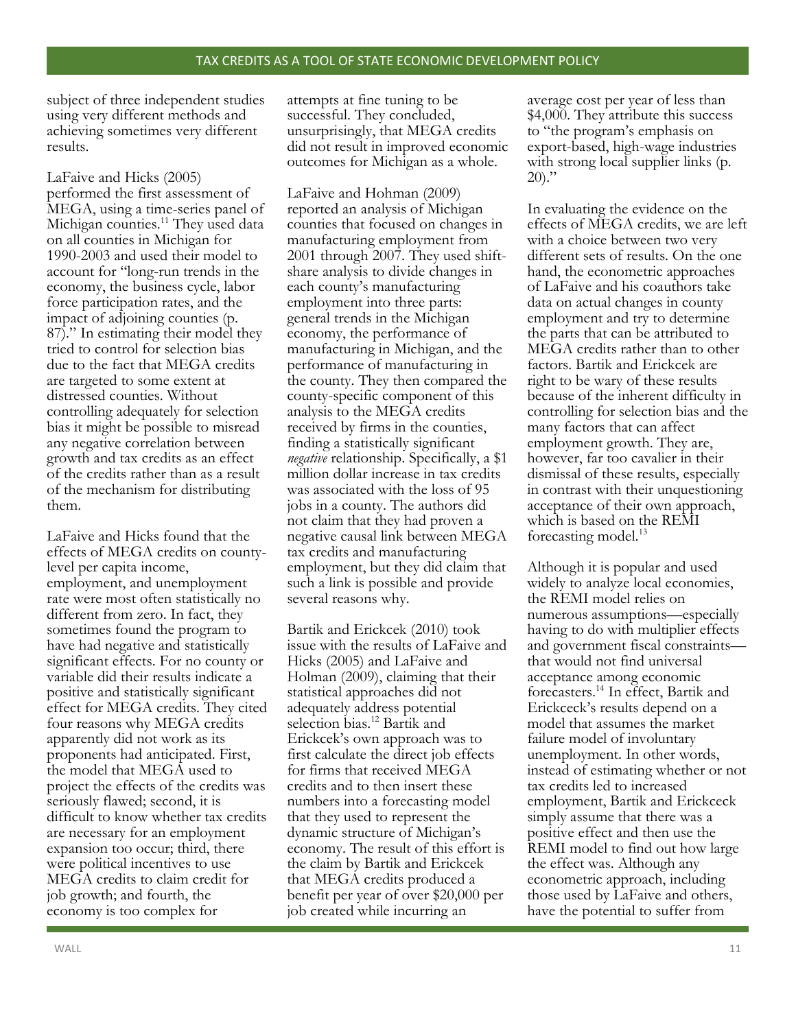subject of three independent studies using very different methods and achieving sometimes very different results.

LaFaive and Hicks (2005) performed the first assessment of MEGA, using a time-series panel of Michigan counties.[11] They used data on all counties in Michigan for 1990-2003 and used their model to account for "long-run trends in the economy, the business cycle, labor force participation rates, and the impact of adjoining counties (p. 87)." In estimating their model they tried to control for selection bias due to the fact that MEGA credits are targeted to some extent at distressed counties. Without controlling adequately for selection bias it might be possible to misread any negative correlation between growth and tax credits as an effect of the credits rather than as a result of the mechanism for distributing them.

LaFaive and Hicks found that the effects of MEGA credits on county-level per capita income, employment, and unemployment rate were most often statistically no different from zero. In fact, they sometimes found the program to have had negative and statistically significant effects. For no county or variable did their results indicate a positive and statistically significant effect for MEGA credits. They cited four reasons why MEGA credits apparently did not work as its proponents had anticipated. First, the model that MEGA used to project the effects of the credits was seriously flawed; second, it is difficult to know whether tax credits are necessary for an employment expansion too occur; third, there were political incentives to use MEGA credits to claim credit for job growth; and fourth, the economy is too complex for attempts at fine tuning to be successful. They concluded, unsurprisingly, that MEGA credits did not result in improved economic outcomes for Michigan as a whole.

LaFaive and Hohman (2009) reported an analysis of Michigan counties that focused on changes in manufacturing employment from 2001 through 2007. They used shift-share analysis to divide changes in each county's manufacturing employment into three parts: general trends in the Michigan economy, the performance of manufacturing in Michigan, and the performance of manufacturing in the county. They then compared the county-specific component of this analysis to the MEGA credits received by firms in the counties, finding a statistically significant *negative* relationship. Specifically, a $1 million dollar increase in tax credits was associated with the loss of 95 jobs in a county. The authors did not claim that they had proven a negative causal link between MEGA tax credits and manufacturing employment, but they did claim that such a link is possible and provide several reasons why.

Bartik and Erickcek (2010) took issue with the results of LaFaive and Hicks (2005) and LaFaive and Holman (2009), claiming that their statistical approaches did not adequately address potential selection bias.[12] Bartik and Erickcek's own approach was to first calculate the direct job effects for firms that received MEGA credits and to then insert these numbers into a forecasting model that they used to represent the dynamic structure of Michigan's economy. The result of this effort is the claim by Bartik and Erickcek that MEGA credits produced a benefit per year of over $20,000 per job created while incurring an average cost per year of less than $4,000. They attribute this success to "the program's emphasis on export-based, high-wage industries with strong local supplier links (p. 20)."

In evaluating the evidence on the effects of MEGA credits, we are left with a choice between two very different sets of results. On the one hand, the econometric approaches of LaFaive and his coauthors take data on actual changes in county employment and try to determine the parts that can be attributed to MEGA credits rather than to other factors. Bartik and Erickcek are right to be wary of these results because of the inherent difficulty in controlling for selection bias and the many factors that can affect employment growth. They are, however, far too cavalier in their dismissal of these results, especially in contrast with their unquestioning acceptance of their own approach, which is based on the REMI forecasting model.[13]

Although it is popular and used widely to analyze local economies, the REMI model relies on numerous assumptions—especially having to do with multiplier effects and government fiscal constraints—that would not find universal acceptance among economic forecasters.[14] In effect, Bartik and Erickceck's results depend on a model that assumes the market failure model of involuntary unemployment. In other words, instead of estimating whether or not tax credits led to increased employment, Bartik and Erickceck simply assume that there was a positive effect and then use the REMI model to find out how large the effect was. Although any econometric approach, including those used by LaFaive and others, have the potential to suffer from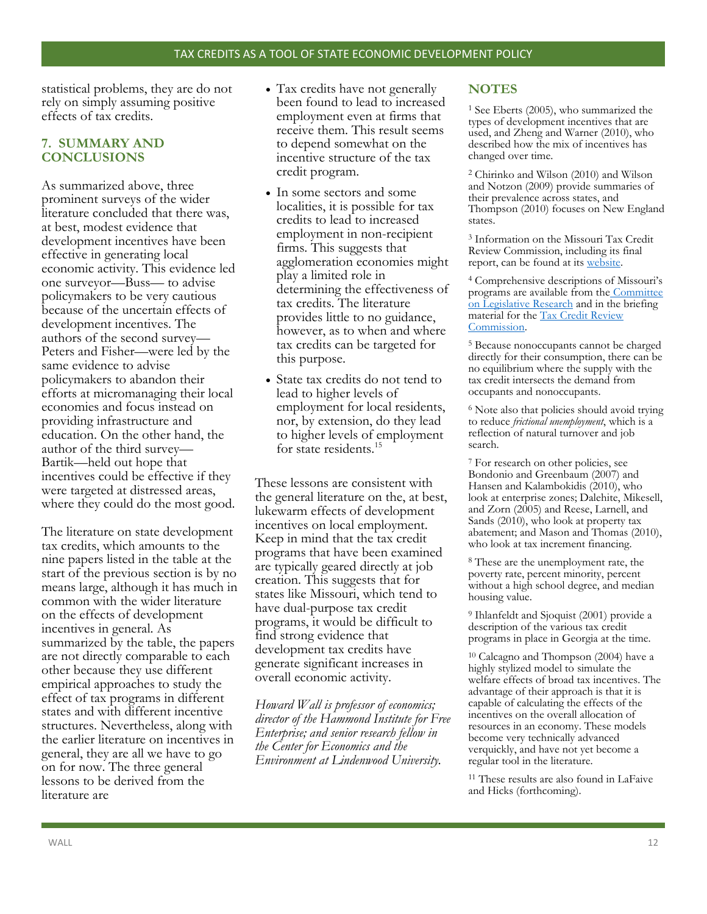statistical problems, they are do not rely on simply assuming positive effects of tax credits.

## 7. SUMMARY AND CONCLUSIONS

As summarized above, three prominent surveys of the wider literature concluded that there was, at best, modest evidence that development incentives have been effective in generating local economic activity. This evidence led one surveyor—Buss— to advise policymakers to be very cautious because of the uncertain effects of development incentives. The authors of the second survey—Peters and Fisher—were led by the same evidence to advise policymakers to abandon their efforts at micromanaging their local economies and focus instead on providing infrastructure and education. On the other hand, the author of the third survey—Bartik—held out hope that incentives could be effective if they were targeted at distressed areas, where they could do the most good.

The literature on state development tax credits, which amounts to the nine papers listed in the table at the start of the previous section is by no means large, although it has much in common with the wider literature on the effects of development incentives in general. As summarized by the table, the papers are not directly comparable to each other because they use different empirical approaches to study the effect of tax programs in different states and with different incentive structures. Nevertheless, along with the earlier literature on incentives in general, they are all we have to go on for now. The three general lessons to be derived from the literature are

- Tax credits have not generally been found to lead to increased employment even at firms that receive them. This result seems to depend somewhat on the incentive structure of the tax credit program.
- In some sectors and some localities, it is possible for tax credits to lead to increased employment in non-recipient firms. This suggests that agglomeration economies might play a limited role in determining the effectiveness of tax credits. The literature provides little to no guidance, however, as to when and where tax credits can be targeted for this purpose.
- State tax credits do not tend to lead to higher levels of employment for local residents, nor, by extension, do they lead to higher levels of employment for state residents.[15]

These lessons are consistent with the general literature on the, at best, lukewarm effects of development incentives on local employment. Keep in mind that the tax credit programs that have been examined are typically geared directly at job creation. This suggests that for states like Missouri, which tend to have dual-purpose tax credit programs, it would be difficult to find strong evidence that development tax credits have generate significant increases in overall economic activity.

*Howard Wall is professor of economics; director of the Hammond Institute for Free Enterprise; and senior research fellow in the Center for Economics and the Environment at Lindenwood University.*

## NOTES

[1] See Eberts (2005), who summarized the types of development incentives that are used, and Zheng and Warner (2010), who described how the mix of incentives has changed over time.

[2] Chirinko and Wilson (2010) and Wilson and Notzon (2009) provide summaries of their prevalence across states, and Thompson (2010) focuses on New England states.

[3] Information on the Missouri Tax Credit Review Commission, including its final report, can be found at its website.

[4] Comprehensive descriptions of Missouri's programs are available from the Committee on Legislative Research and in the briefing material for the Tax Credit Review Commission.

[5] Because nonoccupants cannot be charged directly for their consumption, there can be no equilibrium where the supply with the tax credit intersects the demand from occupants and nonoccupants.

[6] Note also that policies should avoid trying to reduce *frictional unemployment*, which is a reflection of natural turnover and job search.

[7] For research on other policies, see Bondonio and Greenbaum (2007) and Hansen and Kalambokidis (2010), who look at enterprise zones; Dalehite, Mikesell, and Zorn (2005) and Reese, Larnell, and Sands (2010), who look at property tax abatement; and Mason and Thomas (2010), who look at tax increment financing.

[8] These are the unemployment rate, the poverty rate, percent minority, percent without a high school degree, and median housing value.

[9] Ihlanfeldt and Sjoquist (2001) provide a description of the various tax credit programs in place in Georgia at the time.

[10] Calcagno and Thompson (2004) have a highly stylized model to simulate the welfare effects of broad tax incentives. The advantage of their approach is that it is capable of calculating the effects of the incentives on the overall allocation of resources in an economy. These models become very technically advanced verquickly, and have not yet become a regular tool in the literature.

[11] These results are also found in LaFaive and Hicks (forthcoming).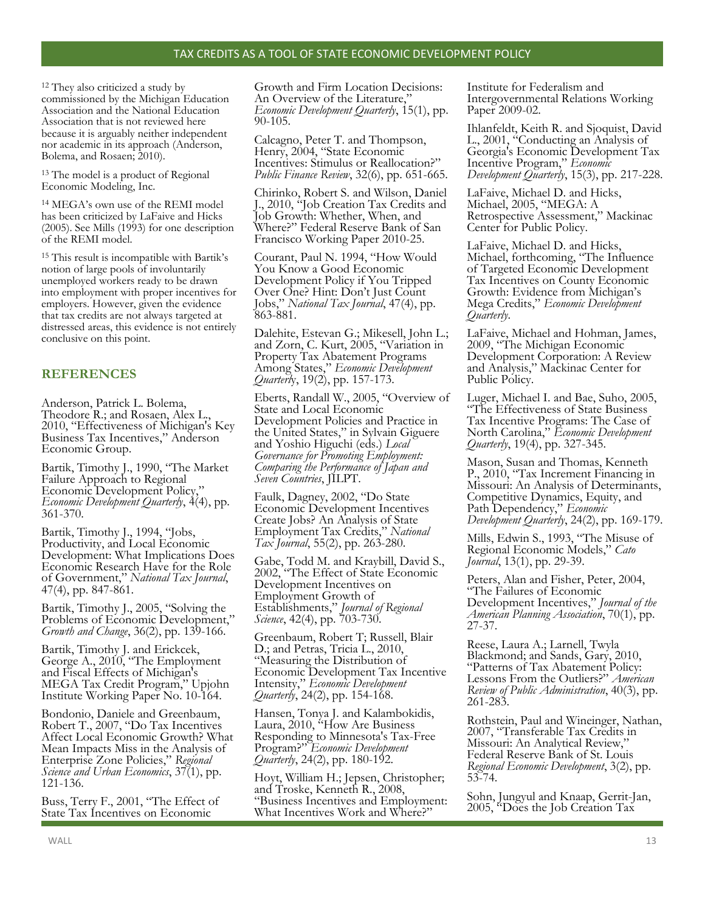[12] They also criticized a study by commissioned by the Michigan Education Association and the National Education Association that is not reviewed here because it is arguably neither independent nor academic in its approach (Anderson, Bolema, and Rosaen; 2010).

[13] The model is a product of Regional Economic Modeling, Inc.

[14] MEGA's own use of the REMI model has been criticized by LaFaive and Hicks (2005). See Mills (1993) for one description of the REMI model.

[15] This result is incompatible with Bartik's notion of large pools of involuntarily unemployed workers ready to be drawn into employment with proper incentives for employers. However, given the evidence that tax credits are not always targeted at distressed areas, this evidence is not entirely conclusive on this point.

## REFERENCES

Anderson, Patrick L. Bolema, Theodore R.; and Rosaen, Alex L., 2010, "Effectiveness of Michigan's Key Business Tax Incentives," Anderson Economic Group.

Bartik, Timothy J., 1990, "The Market Failure Approach to Regional Economic Development Policy," *Economic Development Quarterly*, 4(4), pp. 361-370.

Bartik, Timothy J., 1994, "Jobs, Productivity, and Local Economic Development: What Implications Does Economic Research Have for the Role of Government," *National Tax Journal*, 47(4), pp. 847-861.

Bartik, Timothy J., 2005, "Solving the Problems of Economic Development," *Growth and Change*, 36(2), pp. 139-166.

Bartik, Timothy J. and Erickcek, George A., 2010, "The Employment and Fiscal Effects of Michigan's MEGA Tax Credit Program," Upjohn Institute Working Paper No. 10-164.

Bondonio, Daniele and Greenbaum, Robert T., 2007, "Do Tax Incentives Affect Local Economic Growth? What Mean Impacts Miss in the Analysis of Enterprise Zone Policies," *Regional Science and Urban Economics*, 37(1), pp. 121-136.

Buss, Terry F., 2001, "The Effect of State Tax Incentives on Economic Growth and Firm Location Decisions: An Overview of the Literature," *Economic Development Quarterly*, 15(1), pp. 90-105.

Calcagno, Peter T. and Thompson, Henry, 2004, "State Economic Incentives: Stimulus or Reallocation?" *Public Finance Review*, 32(6), pp. 651-665.

Chirinko, Robert S. and Wilson, Daniel J., 2010, "Job Creation Tax Credits and Job Growth: Whether, When, and Where?" Federal Reserve Bank of San Francisco Working Paper 2010-25.

Courant, Paul N. 1994, "How Would You Know a Good Economic Development Policy if You Tripped Over One? Hint: Don't Just Count Jobs," *National Tax Journal*, 47(4), pp. 863-881.

Dalehite, Estevan G.; Mikesell, John L.; and Zorn, C. Kurt, 2005, "Variation in Property Tax Abatement Programs Among States," *Economic Development Quarterly*, 19(2), pp. 157-173.

Eberts, Randall W., 2005, "Overview of State and Local Economic Development Policies and Practice in the United States," in Sylvain Giguere and Yoshio Higuchi (eds.) *Local Governance for Promoting Employment: Comparing the Performance of Japan and Seven Countries*, JILPT.

Faulk, Dagney, 2002, "Do State Economic Development Incentives Create Jobs? An Analysis of State Employment Tax Credits," *National Tax Journal*, 55(2), pp. 263-280.

Gabe, Todd M. and Kraybill, David S., 2002, "The Effect of State Economic Development Incentives on Employment Growth of Establishments," *Journal of Regional Science*, 42(4), pp. 703-730.

Greenbaum, Robert T; Russell, Blair D.; and Petras, Tricia L., 2010, "Measuring the Distribution of Economic Development Tax Incentive Intensity," *Economic Development Quarterly*, 24(2), pp. 154-168.

Hansen, Tonya J. and Kalambokidis, Laura, 2010, "How Are Business Responding to Minnesota's Tax-Free Program?" *Economic Development Quarterly*, 24(2), pp. 180-192.

Hoyt, William H.; Jepsen, Christopher; and Troske, Kenneth R., 2008, "Business Incentives and Employment: What Incentives Work and Where?" Institute for Federalism and Intergovernmental Relations Working Paper 2009-02.

Ihlanfeldt, Keith R. and Sjoquist, David L., 2001, "Conducting an Analysis of Georgia's Economic Development Tax Incentive Program," *Economic Development Quarterly*, 15(3), pp. 217-228.

LaFaive, Michael D. and Hicks, Michael, 2005, "MEGA: A Retrospective Assessment," Mackinac Center for Public Policy.

LaFaive, Michael D. and Hicks, Michael, forthcoming, "The Influence of Targeted Economic Development Tax Incentives on County Economic Growth: Evidence from Michigan's Mega Credits," *Economic Development Quarterly*.

LaFaive, Michael and Hohman, James, 2009, "The Michigan Economic Development Corporation: A Review and Analysis," Mackinac Center for Public Policy.

Luger, Michael I. and Bae, Suho, 2005, "The Effectiveness of State Business Tax Incentive Programs: The Case of North Carolina," *Economic Development Quarterly*, 19(4), pp. 327-345.

Mason, Susan and Thomas, Kenneth P., 2010, "Tax Increment Financing in Missouri: An Analysis of Determinants, Competitive Dynamics, Equity, and Path Dependency," *Economic Development Quarterly*, 24(2), pp. 169-179.

Mills, Edwin S., 1993, "The Misuse of Regional Economic Models," *Cato Journal*, 13(1), pp. 29-39.

Peters, Alan and Fisher, Peter, 2004, "The Failures of Economic Development Incentives," *Journal of the American Planning Association*, 70(1), pp. 27-37.

Reese, Laura A.; Larnell, Twyla Blackmond; and Sands, Gary, 2010, "Patterns of Tax Abatement Policy: Lessons From the Outliers?" *American Review of Public Administration*, 40(3), pp. 261-283.

Rothstein, Paul and Wineinger, Nathan, 2007, "Transferable Tax Credits in Missouri: An Analytical Review," Federal Reserve Bank of St. Louis *Regional Economic Development*, 3(2), pp. 53-74.

Sohn, Jungyul and Knaap, Gerrit-Jan, 2005, "Does the Job Creation Tax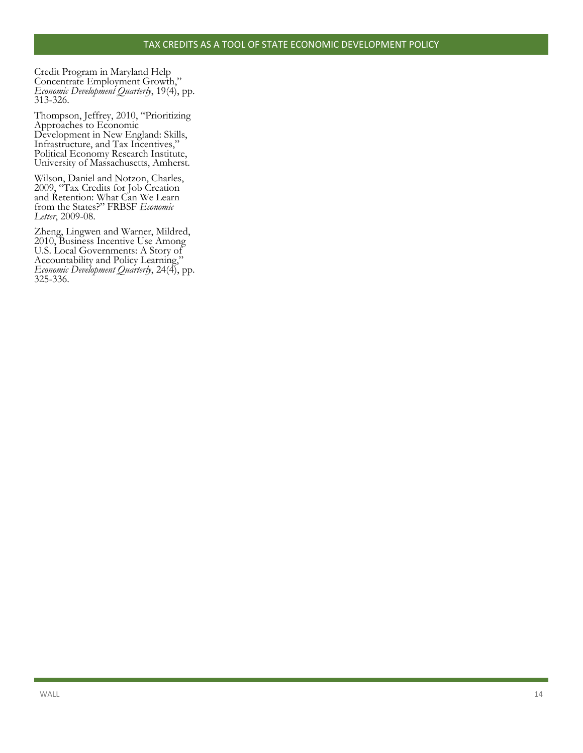Credit Program in Maryland Help Concentrate Employment Growth," *Economic Development Quarterly*, 19(4), pp. 313-326.

Thompson, Jeffrey, 2010, "Prioritizing Approaches to Economic Development in New England: Skills, Infrastructure, and Tax Incentives," Political Economy Research Institute, University of Massachusetts, Amherst.

Wilson, Daniel and Notzon, Charles, 2009, "Tax Credits for Job Creation and Retention: What Can We Learn from the States?" FRBSF *Economic Letter*, 2009-08.

Zheng, Lingwen and Warner, Mildred, 2010, Business Incentive Use Among U.S. Local Governments: A Story of Accountability and Policy Learning," *Economic Development Quarterly*, 24(4), pp. 325-336.